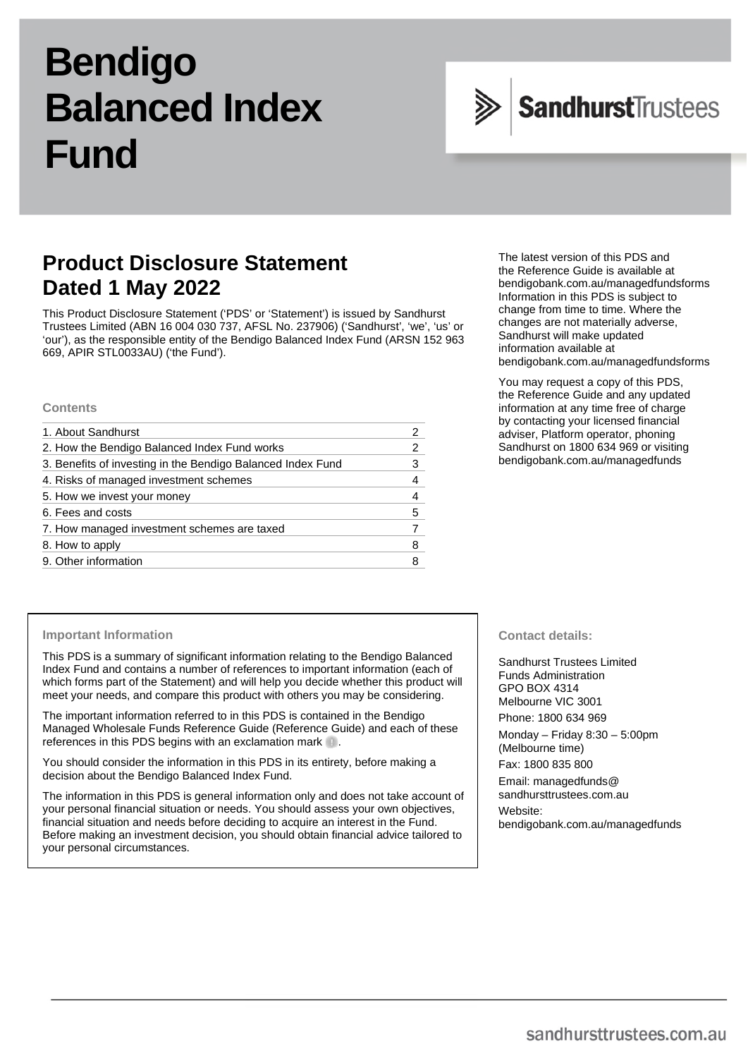# Bendigo Balanced Index Fund

SandhurstTrustees

## Product Disclosure Statement Dated 1 May 2022

This Product Disclosure Statement ('PDS' or 'Statement') is issued by Sandhurst Trustees Limited (ABN 16 004 030 737, AFSL No. 237906) ('Sandhurst', 'we', 'us' or 'our'), as the responsible entity of the Bendigo Balanced Index Fund (ARSN 152 963 669, APIR STL0033AU) ('the Fund').

### Contents

| | |
|---|---|
| 1. About Sandhurst | 2 |
| 2. How the Bendigo Balanced Index Fund works | 2 |
| 3. Benefits of investing in the Bendigo Balanced Index Fund | 3 |
| 4. Risks of managed investment schemes | 4 |
| 5. How we invest your money | 4 |
| 6. Fees and costs | 5 |
| 7. How managed investment schemes are taxed | 7 |
| 8. How to apply | 8 |
| 9. Other information | 8 |

The latest version of this PDS and the Reference Guide is available at bendigobank.com.au/managedfundsforms Information in this PDS is subject to change from time to time. Where the changes are not materially adverse, Sandhurst will make updated information available at bendigobank.com.au/managedfundsforms

You may request a copy of this PDS, the Reference Guide and any updated information at any time free of charge by contacting your licensed financial adviser, Platform operator, phoning Sandhurst on 1800 634 969 or visiting bendigobank.com.au/managedfunds

### Important Information

This PDS is a summary of significant information relating to the Bendigo Balanced Index Fund and contains a number of references to important information (each of which forms part of the Statement) and will help you decide whether this product will meet your needs, and compare this product with others you may be considering.

The important information referred to in this PDS is contained in the Bendigo Managed Wholesale Funds Reference Guide (Reference Guide) and each of these references in this PDS begins with an exclamation mark !.

You should consider the information in this PDS in its entirety, before making a decision about the Bendigo Balanced Index Fund.

The information in this PDS is general information only and does not take account of your personal financial situation or needs. You should assess your own objectives, financial situation and needs before deciding to acquire an interest in the Fund. Before making an investment decision, you should obtain financial advice tailored to your personal circumstances.

### Contact details:

Sandhurst Trustees Limited
Funds Administration
GPO BOX 4314
Melbourne VIC 3001

Phone: 1800 634 969

Monday – Friday 8:30 – 5:00pm (Melbourne time)

Fax: 1800 835 800

Email: managedfunds@sandhursttrustees.com.au

Website: bendigobank.com.au/managedfunds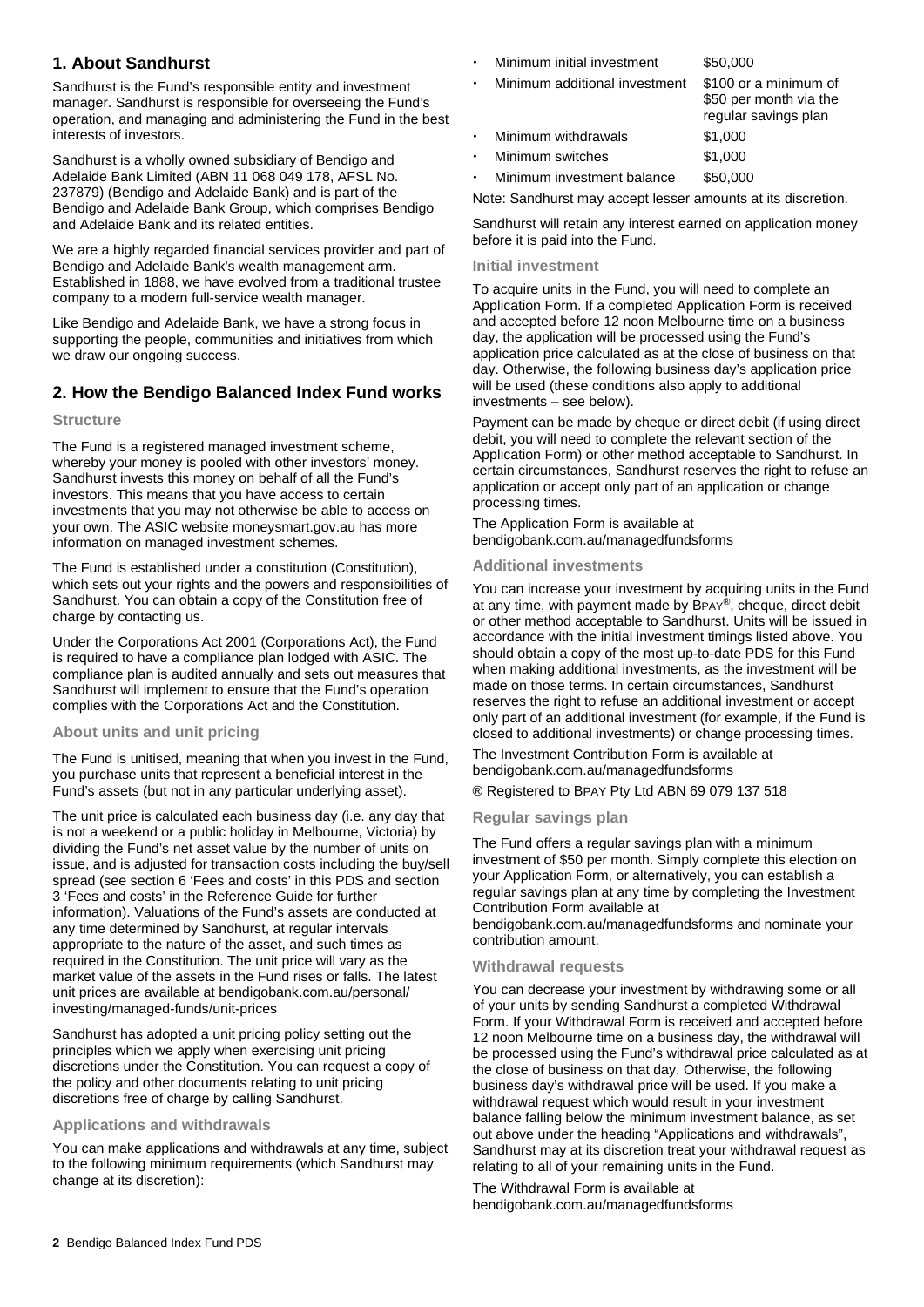## 1. About Sandhurst

Sandhurst is the Fund's responsible entity and investment manager. Sandhurst is responsible for overseeing the Fund's operation, and managing and administering the Fund in the best interests of investors.

Sandhurst is a wholly owned subsidiary of Bendigo and Adelaide Bank Limited (ABN 11 068 049 178, AFSL No. 237879) (Bendigo and Adelaide Bank) and is part of the Bendigo and Adelaide Bank Group, which comprises Bendigo and Adelaide Bank and its related entities.

We are a highly regarded financial services provider and part of Bendigo and Adelaide Bank's wealth management arm. Established in 1888, we have evolved from a traditional trustee company to a modern full-service wealth manager.

Like Bendigo and Adelaide Bank, we have a strong focus in supporting the people, communities and initiatives from which we draw our ongoing success.

## 2. How the Bendigo Balanced Index Fund works

### Structure

The Fund is a registered managed investment scheme, whereby your money is pooled with other investors' money. Sandhurst invests this money on behalf of all the Fund's investors. This means that you have access to certain investments that you may not otherwise be able to access on your own. The ASIC website moneysmart.gov.au has more information on managed investment schemes.

The Fund is established under a constitution (Constitution), which sets out your rights and the powers and responsibilities of Sandhurst. You can obtain a copy of the Constitution free of charge by contacting us.

Under the Corporations Act 2001 (Corporations Act), the Fund is required to have a compliance plan lodged with ASIC. The compliance plan is audited annually and sets out measures that Sandhurst will implement to ensure that the Fund's operation complies with the Corporations Act and the Constitution.

### About units and unit pricing

The Fund is unitised, meaning that when you invest in the Fund, you purchase units that represent a beneficial interest in the Fund's assets (but not in any particular underlying asset).

The unit price is calculated each business day (i.e. any day that is not a weekend or a public holiday in Melbourne, Victoria) by dividing the Fund's net asset value by the number of units on issue, and is adjusted for transaction costs including the buy/sell spread (see section 6 'Fees and costs' in this PDS and section 3 'Fees and costs' in the Reference Guide for further information). Valuations of the Fund's assets are conducted at any time determined by Sandhurst, at regular intervals appropriate to the nature of the asset, and such times as required in the Constitution. The unit price will vary as the market value of the assets in the Fund rises or falls. The latest unit prices are available at bendigobank.com.au/personal/investing/managed-funds/unit-prices

Sandhurst has adopted a unit pricing policy setting out the principles which we apply when exercising unit pricing discretions under the Constitution. You can request a copy of the policy and other documents relating to unit pricing discretions free of charge by calling Sandhurst.

### Applications and withdrawals

You can make applications and withdrawals at any time, subject to the following minimum requirements (which Sandhurst may change at its discretion):

- Minimum initial investment — $50,000
- Minimum additional investment — $100 or a minimum of $50 per month via the regular savings plan
- Minimum withdrawals — $1,000
- Minimum switches — $1,000
- Minimum investment balance — $50,000

Note: Sandhurst may accept lesser amounts at its discretion.

Sandhurst will retain any interest earned on application money before it is paid into the Fund.

### Initial investment

To acquire units in the Fund, you will need to complete an Application Form. If a completed Application Form is received and accepted before 12 noon Melbourne time on a business day, the application will be processed using the Fund's application price calculated as at the close of business on that day. Otherwise, the following business day's application price will be used (these conditions also apply to additional investments – see below).

Payment can be made by cheque or direct debit (if using direct debit, you will need to complete the relevant section of the Application Form) or other method acceptable to Sandhurst. In certain circumstances, Sandhurst reserves the right to refuse an application or accept only part of an application or change processing times.

The Application Form is available at bendigobank.com.au/managedfundsforms

### Additional investments

You can increase your investment by acquiring units in the Fund at any time, with payment made by BPAY®, cheque, direct debit or other method acceptable to Sandhurst. Units will be issued in accordance with the initial investment timings listed above. You should obtain a copy of the most up-to-date PDS for this Fund when making additional investments, as the investment will be made on those terms. In certain circumstances, Sandhurst reserves the right to refuse an additional investment or accept only part of an additional investment (for example, if the Fund is closed to additional investments) or change processing times.

The Investment Contribution Form is available at bendigobank.com.au/managedfundsforms

® Registered to BPAY Pty Ltd ABN 69 079 137 518

### Regular savings plan

The Fund offers a regular savings plan with a minimum investment of $50 per month. Simply complete this election on your Application Form, or alternatively, you can establish a regular savings plan at any time by completing the Investment Contribution Form available at bendigobank.com.au/managedfundsforms and nominate your contribution amount.

### Withdrawal requests

You can decrease your investment by withdrawing some or all of your units by sending Sandhurst a completed Withdrawal Form. If your Withdrawal Form is received and accepted before 12 noon Melbourne time on a business day, the withdrawal will be processed using the Fund's withdrawal price calculated as at the close of business on that day. Otherwise, the following business day's withdrawal price will be used. If you make a withdrawal request which would result in your investment balance falling below the minimum investment balance, as set out above under the heading "Applications and withdrawals", Sandhurst may at its discretion treat your withdrawal request as relating to all of your remaining units in the Fund.

The Withdrawal Form is available at bendigobank.com.au/managedfundsforms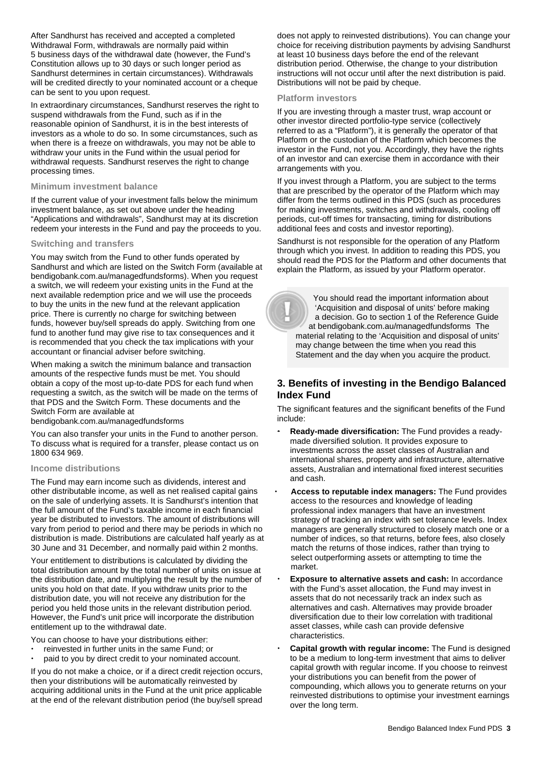After Sandhurst has received and accepted a completed Withdrawal Form, withdrawals are normally paid within 5 business days of the withdrawal date (however, the Fund's Constitution allows up to 30 days or such longer period as Sandhurst determines in certain circumstances). Withdrawals will be credited directly to your nominated account or a cheque can be sent to you upon request.

In extraordinary circumstances, Sandhurst reserves the right to suspend withdrawals from the Fund, such as if in the reasonable opinion of Sandhurst, it is in the best interests of investors as a whole to do so. In some circumstances, such as when there is a freeze on withdrawals, you may not be able to withdraw your units in the Fund within the usual period for withdrawal requests. Sandhurst reserves the right to change processing times.

### Minimum investment balance

If the current value of your investment falls below the minimum investment balance, as set out above under the heading "Applications and withdrawals", Sandhurst may at its discretion redeem your interests in the Fund and pay the proceeds to you.

### Switching and transfers

You may switch from the Fund to other funds operated by Sandhurst and which are listed on the Switch Form (available at bendigobank.com.au/managedfundsforms). When you request a switch, we will redeem your existing units in the Fund at the next available redemption price and we will use the proceeds to buy the units in the new fund at the relevant application price. There is currently no charge for switching between funds, however buy/sell spreads do apply. Switching from one fund to another fund may give rise to tax consequences and it is recommended that you check the tax implications with your accountant or financial adviser before switching.

When making a switch the minimum balance and transaction amounts of the respective funds must be met. You should obtain a copy of the most up-to-date PDS for each fund when requesting a switch, as the switch will be made on the terms of that PDS and the Switch Form. These documents and the Switch Form are available at bendigobank.com.au/managedfundsforms

You can also transfer your units in the Fund to another person. To discuss what is required for a transfer, please contact us on 1800 634 969.

### Income distributions

The Fund may earn income such as dividends, interest and other distributable income, as well as net realised capital gains on the sale of underlying assets. It is Sandhurst's intention that the full amount of the Fund's taxable income in each financial year be distributed to investors. The amount of distributions will vary from period to period and there may be periods in which no distribution is made. Distributions are calculated half yearly as at 30 June and 31 December, and normally paid within 2 months.

Your entitlement to distributions is calculated by dividing the total distribution amount by the total number of units on issue at the distribution date, and multiplying the result by the number of units you hold on that date. If you withdraw units prior to the distribution date, you will not receive any distribution for the period you held those units in the relevant distribution period. However, the Fund's unit price will incorporate the distribution entitlement up to the withdrawal date.

You can choose to have your distributions either:

- reinvested in further units in the same Fund; or
- paid to you by direct credit to your nominated account.

If you do not make a choice, or if a direct credit rejection occurs, then your distributions will be automatically reinvested by acquiring additional units in the Fund at the unit price applicable at the end of the relevant distribution period (the buy/sell spread does not apply to reinvested distributions). You can change your choice for receiving distribution payments by advising Sandhurst at least 10 business days before the end of the relevant distribution period. Otherwise, the change to your distribution instructions will not occur until after the next distribution is paid. Distributions will not be paid by cheque.

### Platform investors

If you are investing through a master trust, wrap account or other investor directed portfolio-type service (collectively referred to as a "Platform"), it is generally the operator of that Platform or the custodian of the Platform which becomes the investor in the Fund, not you. Accordingly, they have the rights of an investor and can exercise them in accordance with their arrangements with you.

If you invest through a Platform, you are subject to the terms that are prescribed by the operator of the Platform which may differ from the terms outlined in this PDS (such as procedures for making investments, switches and withdrawals, cooling off periods, cut-off times for transacting, timing for distributions additional fees and costs and investor reporting).

Sandhurst is not responsible for the operation of any Platform through which you invest. In addition to reading this PDS, you should read the PDS for the Platform and other documents that explain the Platform, as issued by your Platform operator.

> You should read the important information about 'Acquisition and disposal of units' before making a decision. Go to section 1 of the Reference Guide at bendigobank.com.au/managedfundsforms The material relating to the 'Acquisition and disposal of units' may change between the time when you read this Statement and the day when you acquire the product.

## 3. Benefits of investing in the Bendigo Balanced Index Fund

The significant features and the significant benefits of the Fund include:

- **Ready-made diversification:** The Fund provides a ready-made diversified solution. It provides exposure to investments across the asset classes of Australian and international shares, property and infrastructure, alternative assets, Australian and international fixed interest securities and cash.
- **Access to reputable index managers:** The Fund provides access to the resources and knowledge of leading professional index managers that have an investment strategy of tracking an index with set tolerance levels. Index managers are generally structured to closely match one or a number of indices, so that returns, before fees, also closely match the returns of those indices, rather than trying to select outperforming assets or attempting to time the market.
- **Exposure to alternative assets and cash:** In accordance with the Fund's asset allocation, the Fund may invest in assets that do not necessarily track an index such as alternatives and cash. Alternatives may provide broader diversification due to their low correlation with traditional asset classes, while cash can provide defensive characteristics.
- **Capital growth with regular income:** The Fund is designed to be a medium to long-term investment that aims to deliver capital growth with regular income. If you choose to reinvest your distributions you can benefit from the power of compounding, which allows you to generate returns on your reinvested distributions to optimise your investment earnings over the long term.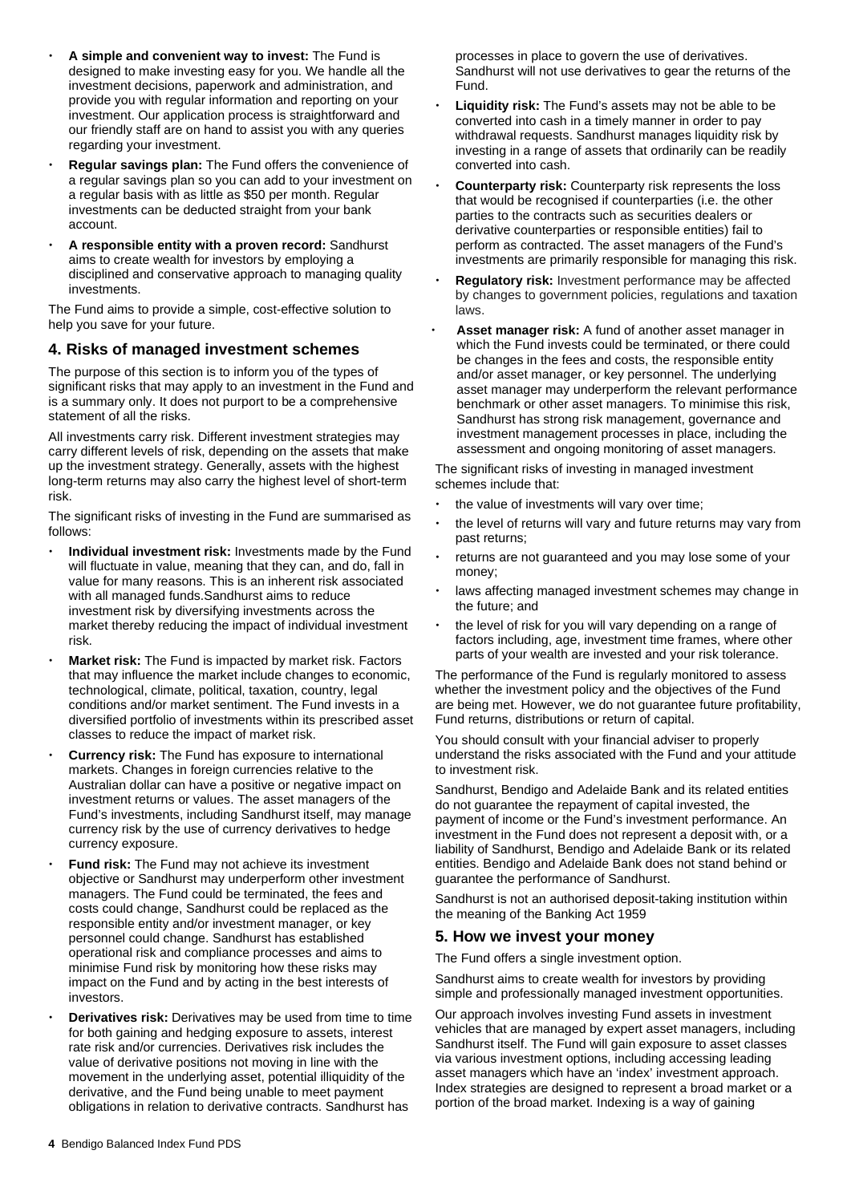- **A simple and convenient way to invest:** The Fund is designed to make investing easy for you. We handle all the investment decisions, paperwork and administration, and provide you with regular information and reporting on your investment. Our application process is straightforward and our friendly staff are on hand to assist you with any queries regarding your investment.
- **Regular savings plan:** The Fund offers the convenience of a regular savings plan so you can add to your investment on a regular basis with as little as $50 per month. Regular investments can be deducted straight from your bank account.
- **A responsible entity with a proven record:** Sandhurst aims to create wealth for investors by employing a disciplined and conservative approach to managing quality investments.

The Fund aims to provide a simple, cost-effective solution to help you save for your future.

## 4. Risks of managed investment schemes

The purpose of this section is to inform you of the types of significant risks that may apply to an investment in the Fund and is a summary only. It does not purport to be a comprehensive statement of all the risks.

All investments carry risk. Different investment strategies may carry different levels of risk, depending on the assets that make up the investment strategy. Generally, assets with the highest long-term returns may also carry the highest level of short-term risk.

The significant risks of investing in the Fund are summarised as follows:

- **Individual investment risk:** Investments made by the Fund will fluctuate in value, meaning that they can, and do, fall in value for many reasons. This is an inherent risk associated with all managed funds.Sandhurst aims to reduce investment risk by diversifying investments across the market thereby reducing the impact of individual investment risk.
- **Market risk:** The Fund is impacted by market risk. Factors that may influence the market include changes to economic, technological, climate, political, taxation, country, legal conditions and/or market sentiment. The Fund invests in a diversified portfolio of investments within its prescribed asset classes to reduce the impact of market risk.
- **Currency risk:** The Fund has exposure to international markets. Changes in foreign currencies relative to the Australian dollar can have a positive or negative impact on investment returns or values. The asset managers of the Fund's investments, including Sandhurst itself, may manage currency risk by the use of currency derivatives to hedge currency exposure.
- **Fund risk:** The Fund may not achieve its investment objective or Sandhurst may underperform other investment managers. The Fund could be terminated, the fees and costs could change, Sandhurst could be replaced as the responsible entity and/or investment manager, or key personnel could change. Sandhurst has established operational risk and compliance processes and aims to minimise Fund risk by monitoring how these risks may impact on the Fund and by acting in the best interests of investors.
- **Derivatives risk:** Derivatives may be used from time to time for both gaining and hedging exposure to assets, interest rate risk and/or currencies. Derivatives risk includes the value of derivative positions not moving in line with the movement in the underlying asset, potential illiquidity of the derivative, and the Fund being unable to meet payment obligations in relation to derivative contracts. Sandhurst has processes in place to govern the use of derivatives. Sandhurst will not use derivatives to gear the returns of the Fund.
- **Liquidity risk:** The Fund's assets may not be able to be converted into cash in a timely manner in order to pay withdrawal requests. Sandhurst manages liquidity risk by investing in a range of assets that ordinarily can be readily converted into cash.
- **Counterparty risk:** Counterparty risk represents the loss that would be recognised if counterparties (i.e. the other parties to the contracts such as securities dealers or derivative counterparties or responsible entities) fail to perform as contracted. The asset managers of the Fund's investments are primarily responsible for managing this risk.
- **Regulatory risk:** Investment performance may be affected by changes to government policies, regulations and taxation laws.
- **Asset manager risk:** A fund of another asset manager in which the Fund invests could be terminated, or there could be changes in the fees and costs, the responsible entity and/or asset manager, or key personnel. The underlying asset manager may underperform the relevant performance benchmark or other asset managers. To minimise this risk, Sandhurst has strong risk management, governance and investment management processes in place, including the assessment and ongoing monitoring of asset managers.

The significant risks of investing in managed investment schemes include that:

- the value of investments will vary over time;
- the level of returns will vary and future returns may vary from past returns;
- returns are not guaranteed and you may lose some of your money;
- laws affecting managed investment schemes may change in the future; and
- the level of risk for you will vary depending on a range of factors including, age, investment time frames, where other parts of your wealth are invested and your risk tolerance.

The performance of the Fund is regularly monitored to assess whether the investment policy and the objectives of the Fund are being met. However, we do not guarantee future profitability, Fund returns, distributions or return of capital.

You should consult with your financial adviser to properly understand the risks associated with the Fund and your attitude to investment risk.

Sandhurst, Bendigo and Adelaide Bank and its related entities do not guarantee the repayment of capital invested, the payment of income or the Fund's investment performance. An investment in the Fund does not represent a deposit with, or a liability of Sandhurst, Bendigo and Adelaide Bank or its related entities. Bendigo and Adelaide Bank does not stand behind or guarantee the performance of Sandhurst.

Sandhurst is not an authorised deposit-taking institution within the meaning of the Banking Act 1959

## 5. How we invest your money

The Fund offers a single investment option.

Sandhurst aims to create wealth for investors by providing simple and professionally managed investment opportunities.

Our approach involves investing Fund assets in investment vehicles that are managed by expert asset managers, including Sandhurst itself. The Fund will gain exposure to asset classes via various investment options, including accessing leading asset managers which have an 'index' investment approach. Index strategies are designed to represent a broad market or a portion of the broad market. Indexing is a way of gaining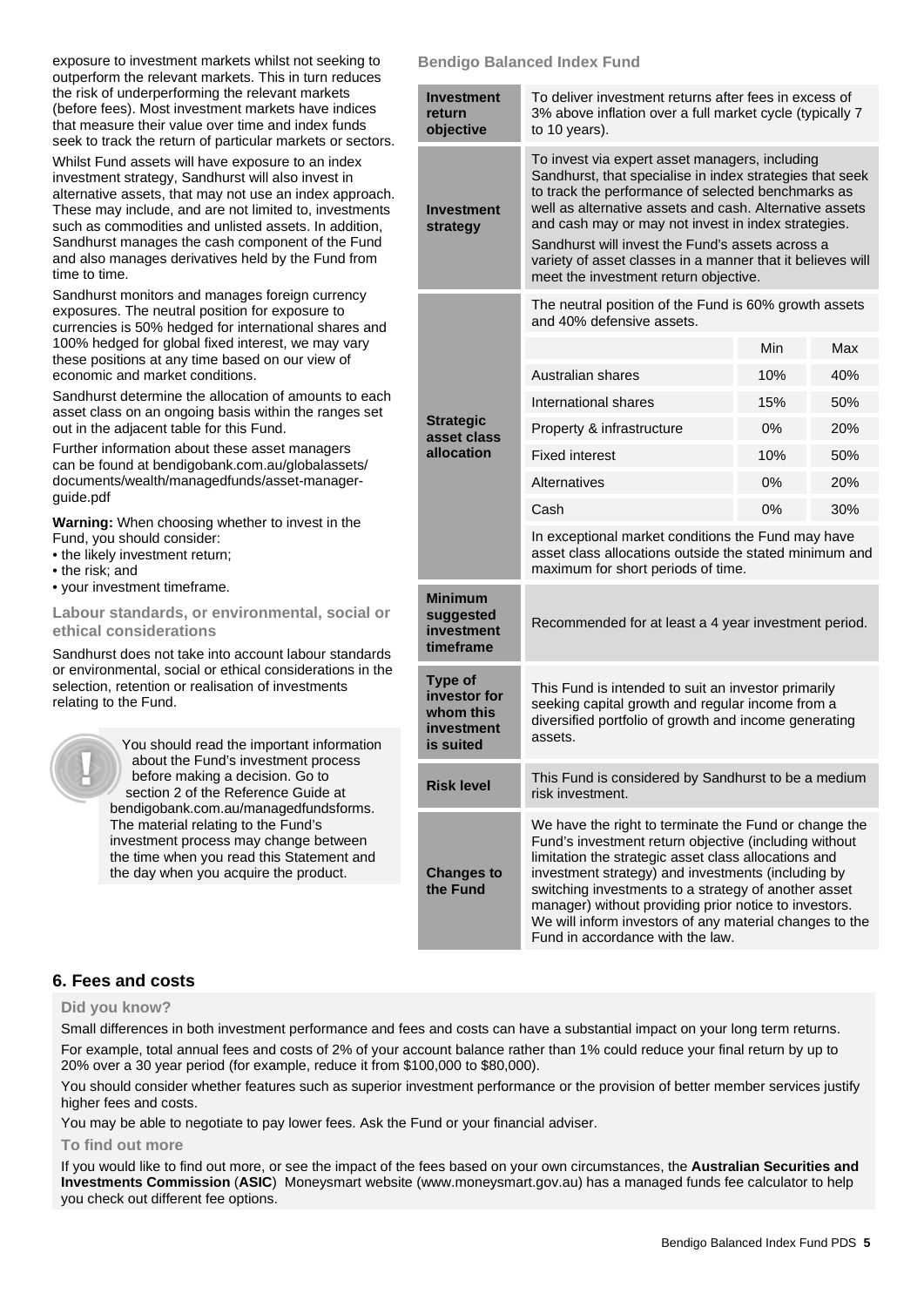exposure to investment markets whilst not seeking to outperform the relevant markets. This in turn reduces the risk of underperforming the relevant markets (before fees). Most investment markets have indices that measure their value over time and index funds seek to track the return of particular markets or sectors.

Whilst Fund assets will have exposure to an index investment strategy, Sandhurst will also invest in alternative assets, that may not use an index approach. These may include, and are not limited to, investments such as commodities and unlisted assets. In addition, Sandhurst manages the cash component of the Fund and also manages derivatives held by the Fund from time to time.

Sandhurst monitors and manages foreign currency exposures. The neutral position for exposure to currencies is 50% hedged for international shares and 100% hedged for global fixed interest, we may vary these positions at any time based on our view of economic and market conditions.

Sandhurst determine the allocation of amounts to each asset class on an ongoing basis within the ranges set out in the adjacent table for this Fund.

Further information about these asset managers can be found at bendigobank.com.au/globalassets/documents/wealth/managedfunds/asset-manager-guide.pdf

**Warning:** When choosing whether to invest in the Fund, you should consider:

- the likely investment return;
- the risk; and
- your investment timeframe.

### Labour standards, or environmental, social or ethical considerations

Sandhurst does not take into account labour standards or environmental, social or ethical considerations in the selection, retention or realisation of investments relating to the Fund.

You should read the important information about the Fund's investment process before making a decision. Go to section 2 of the Reference Guide at bendigobank.com.au/managedfundsforms. The material relating to the Fund's investment process may change between the time when you read this Statement and the day when you acquire the product.

### Bendigo Balanced Index Fund

| | | | |
|---|---|---|---|
| **Investment return objective** | To deliver investment returns after fees in excess of 3% above inflation over a full market cycle (typically 7 to 10 years). | | |
| **Investment strategy** | To invest via expert asset managers, including Sandhurst, that specialise in index strategies that seek to track the performance of selected benchmarks as well as alternative assets and cash. Alternative assets and cash may or may not invest in index strategies. Sandhurst will invest the Fund's assets across a variety of asset classes in a manner that it believes will meet the investment return objective. | | |
| **Strategic asset class allocation** | The neutral position of the Fund is 60% growth assets and 40% defensive assets. | | |
| | | Min | Max |
| | Australian shares | 10% | 40% |
| | International shares | 15% | 50% |
| | Property & infrastructure | 0% | 20% |
| | Fixed interest | 10% | 50% |
| | Alternatives | 0% | 20% |
| | Cash | 0% | 30% |
| | In exceptional market conditions the Fund may have asset class allocations outside the stated minimum and maximum for short periods of time. | | |
| **Minimum suggested investment timeframe** | Recommended for at least a 4 year investment period. | | |
| **Type of investor for whom this investment is suited** | This Fund is intended to suit an investor primarily seeking capital growth and regular income from a diversified portfolio of growth and income generating assets. | | |
| **Risk level** | This Fund is considered by Sandhurst to be a medium risk investment. | | |
| **Changes to the Fund** | We have the right to terminate the Fund or change the Fund's investment return objective (including without limitation the strategic asset class allocations and investment strategy) and investments (including by switching investments to a strategy of another asset manager) without providing prior notice to investors. We will inform investors of any material changes to the Fund in accordance with the law. | | |

## 6. Fees and costs

### Did you know?

Small differences in both investment performance and fees and costs can have a substantial impact on your long term returns.

For example, total annual fees and costs of 2% of your account balance rather than 1% could reduce your final return by up to 20% over a 30 year period (for example, reduce it from $100,000 to $80,000).

You should consider whether features such as superior investment performance or the provision of better member services justify higher fees and costs.

You may be able to negotiate to pay lower fees. Ask the Fund or your financial adviser.

### To find out more

If you would like to find out more, or see the impact of the fees based on your own circumstances, the **Australian Securities and Investments Commission** (**ASIC**) Moneysmart website (www.moneysmart.gov.au) has a managed funds fee calculator to help you check out different fee options.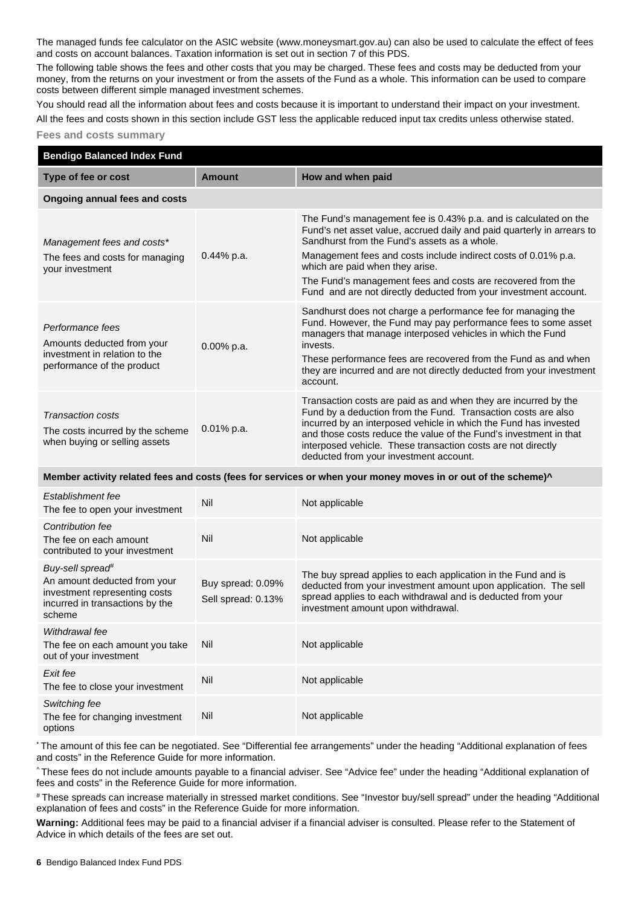The managed funds fee calculator on the ASIC website (www.moneysmart.gov.au) can also be used to calculate the effect of fees and costs on account balances. Taxation information is set out in section 7 of this PDS.

The following table shows the fees and other costs that you may be charged. These fees and costs may be deducted from your money, from the returns on your investment or from the assets of the Fund as a whole. This information can be used to compare costs between different simple managed investment schemes.

You should read all the information about fees and costs because it is important to understand their impact on your investment.

All the fees and costs shown in this section include GST less the applicable reduced input tax credits unless otherwise stated.

### Fees and costs summary

| Bendigo Balanced Index Fund | | |
|---|---|---|
| **Type of fee or cost** | **Amount** | **How and when paid** |
| **Ongoing annual fees and costs** | | |
| *Management fees and costs\** The fees and costs for managing your investment | 0.44% p.a. | The Fund's management fee is 0.43% p.a. and is calculated on the Fund's net asset value, accrued daily and paid quarterly in arrears to Sandhurst from the Fund's assets as a whole. Management fees and costs include indirect costs of 0.01% p.a. which are paid when they arise. The Fund's management fees and costs are recovered from the Fund and are not directly deducted from your investment account. |
| *Performance fees* Amounts deducted from your investment in relation to the performance of the product | 0.00% p.a. | Sandhurst does not charge a performance fee for managing the Fund. However, the Fund may pay performance fees to some asset managers that manage interposed vehicles in which the Fund invests. These performance fees are recovered from the Fund as and when they are incurred and are not directly deducted from your investment account. |
| *Transaction costs* The costs incurred by the scheme when buying or selling assets | 0.01% p.a. | Transaction costs are paid as and when they are incurred by the Fund by a deduction from the Fund. Transaction costs are also incurred by an interposed vehicle in which the Fund has invested and those costs reduce the value of the Fund's investment in that interposed vehicle. These transaction costs are not directly deducted from your investment account. |
| **Member activity related fees and costs (fees for services or when your money moves in or out of the scheme)^** | | |
| *Establishment fee* The fee to open your investment | Nil | Not applicable |
| *Contribution fee* The fee on each amount contributed to your investment | Nil | Not applicable |
| *Buy-sell spread#* An amount deducted from your investment representing costs incurred in transactions by the scheme | Buy spread: 0.09% Sell spread: 0.13% | The buy spread applies to each application in the Fund and is deducted from your investment amount upon application. The sell spread applies to each withdrawal and is deducted from your investment amount upon withdrawal. |
| *Withdrawal fee* The fee on each amount you take out of your investment | Nil | Not applicable |
| *Exit fee* The fee to close your investment | Nil | Not applicable |
| *Switching fee* The fee for changing investment options | Nil | Not applicable |

\* The amount of this fee can be negotiated. See "Differential fee arrangements" under the heading "Additional explanation of fees and costs" in the Reference Guide for more information.

^ These fees do not include amounts payable to a financial adviser. See "Advice fee" under the heading "Additional explanation of fees and costs" in the Reference Guide for more information.

# These spreads can increase materially in stressed market conditions. See "Investor buy/sell spread" under the heading "Additional explanation of fees and costs" in the Reference Guide for more information.

**Warning:** Additional fees may be paid to a financial adviser if a financial adviser is consulted. Please refer to the Statement of Advice in which details of the fees are set out.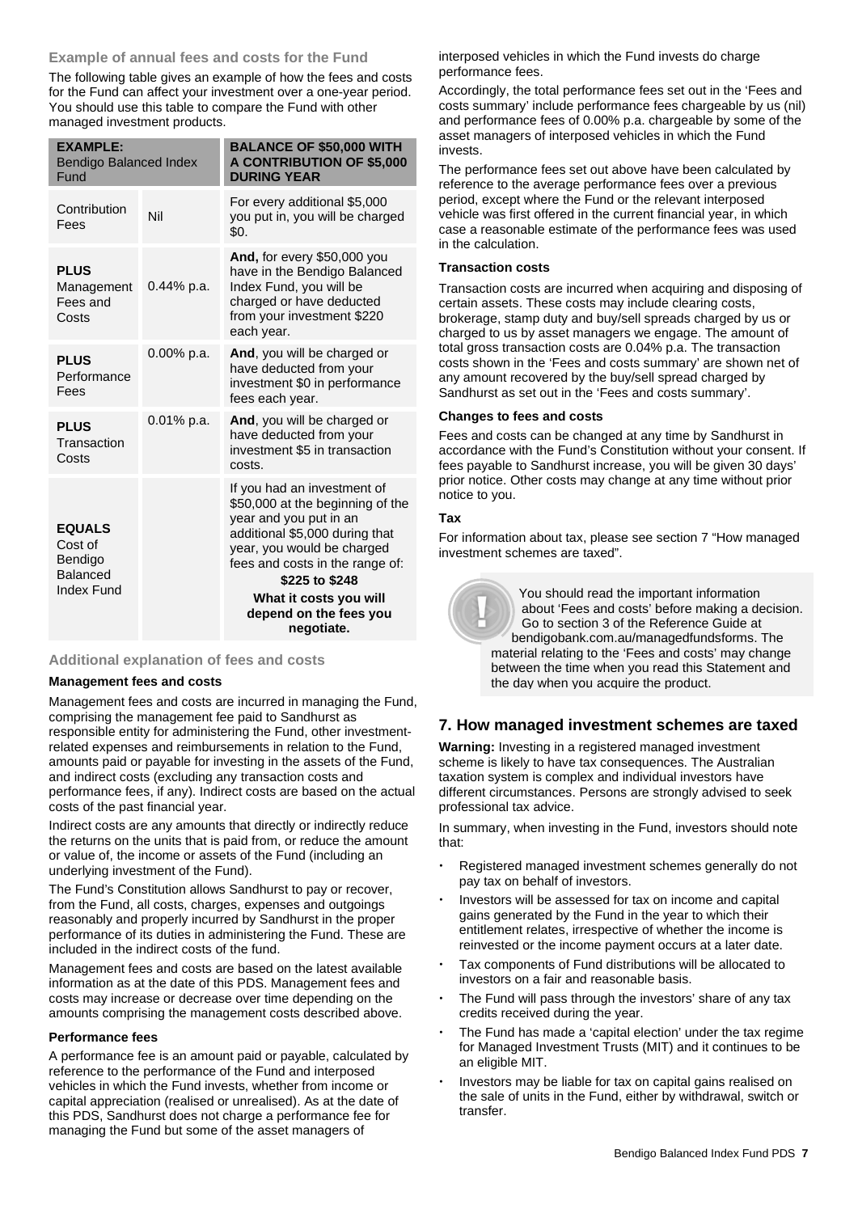### Example of annual fees and costs for the Fund

The following table gives an example of how the fees and costs for the Fund can affect your investment over a one-year period. You should use this table to compare the Fund with other managed investment products.

| **EXAMPLE:** Bendigo Balanced Index Fund | | **BALANCE OF $50,000 WITH A CONTRIBUTION OF $5,000 DURING YEAR** |
|---|---|---|
| Contribution Fees | Nil | For every additional $5,000 you put in, you will be charged $0. |
| **PLUS** Management Fees and Costs | 0.44% p.a. | **And,** for every $50,000 you have in the Bendigo Balanced Index Fund, you will be charged or have deducted from your investment $220 each year. |
| **PLUS** Performance Fees | 0.00% p.a. | **And**, you will be charged or have deducted from your investment $0 in performance fees each year. |
| **PLUS** Transaction Costs | 0.01% p.a. | **And**, you will be charged or have deducted from your investment $5 in transaction costs. |
| **EQUALS** Cost of Bendigo Balanced Index Fund | | If you had an investment of $50,000 at the beginning of the year and you put in an additional $5,000 during that year, you would be charged fees and costs in the range of: **$225 to $248** **What it costs you will depend on the fees you negotiate.** |

### Additional explanation of fees and costs

#### Management fees and costs

Management fees and costs are incurred in managing the Fund, comprising the management fee paid to Sandhurst as responsible entity for administering the Fund, other investment-related expenses and reimbursements in relation to the Fund, amounts paid or payable for investing in the assets of the Fund, and indirect costs (excluding any transaction costs and performance fees, if any). Indirect costs are based on the actual costs of the past financial year.

Indirect costs are any amounts that directly or indirectly reduce the returns on the units that is paid from, or reduce the amount or value of, the income or assets of the Fund (including an underlying investment of the Fund).

The Fund's Constitution allows Sandhurst to pay or recover, from the Fund, all costs, charges, expenses and outgoings reasonably and properly incurred by Sandhurst in the proper performance of its duties in administering the Fund. These are included in the indirect costs of the fund.

Management fees and costs are based on the latest available information as at the date of this PDS. Management fees and costs may increase or decrease over time depending on the amounts comprising the management costs described above.

#### Performance fees

A performance fee is an amount paid or payable, calculated by reference to the performance of the Fund and interposed vehicles in which the Fund invests, whether from income or capital appreciation (realised or unrealised). As at the date of this PDS, Sandhurst does not charge a performance fee for managing the Fund but some of the asset managers of interposed vehicles in which the Fund invests do charge performance fees.

Accordingly, the total performance fees set out in the 'Fees and costs summary' include performance fees chargeable by us (nil) and performance fees of 0.00% p.a. chargeable by some of the asset managers of interposed vehicles in which the Fund invests.

The performance fees set out above have been calculated by reference to the average performance fees over a previous period, except where the Fund or the relevant interposed vehicle was first offered in the current financial year, in which case a reasonable estimate of the performance fees was used in the calculation.

#### Transaction costs

Transaction costs are incurred when acquiring and disposing of certain assets. These costs may include clearing costs, brokerage, stamp duty and buy/sell spreads charged by us or charged to us by asset managers we engage. The amount of total gross transaction costs are 0.04% p.a. The transaction costs shown in the 'Fees and costs summary' are shown net of any amount recovered by the buy/sell spread charged by Sandhurst as set out in the 'Fees and costs summary'.

#### Changes to fees and costs

Fees and costs can be changed at any time by Sandhurst in accordance with the Fund's Constitution without your consent. If fees payable to Sandhurst increase, you will be given 30 days' prior notice. Other costs may change at any time without prior notice to you.

#### Tax

For information about tax, please see section 7 "How managed investment schemes are taxed".

You should read the important information about 'Fees and costs' before making a decision. Go to section 3 of the Reference Guide at bendigobank.com.au/managedfundsforms. The material relating to the 'Fees and costs' may change between the time when you read this Statement and the day when you acquire the product.

## 7. How managed investment schemes are taxed

**Warning:** Investing in a registered managed investment scheme is likely to have tax consequences. The Australian taxation system is complex and individual investors have different circumstances. Persons are strongly advised to seek professional tax advice.

In summary, when investing in the Fund, investors should note that:

- Registered managed investment schemes generally do not pay tax on behalf of investors.
- Investors will be assessed for tax on income and capital gains generated by the Fund in the year to which their entitlement relates, irrespective of whether the income is reinvested or the income payment occurs at a later date.
- Tax components of Fund distributions will be allocated to investors on a fair and reasonable basis.
- The Fund will pass through the investors' share of any tax credits received during the year.
- The Fund has made a 'capital election' under the tax regime for Managed Investment Trusts (MIT) and it continues to be an eligible MIT.
- Investors may be liable for tax on capital gains realised on the sale of units in the Fund, either by withdrawal, switch or transfer.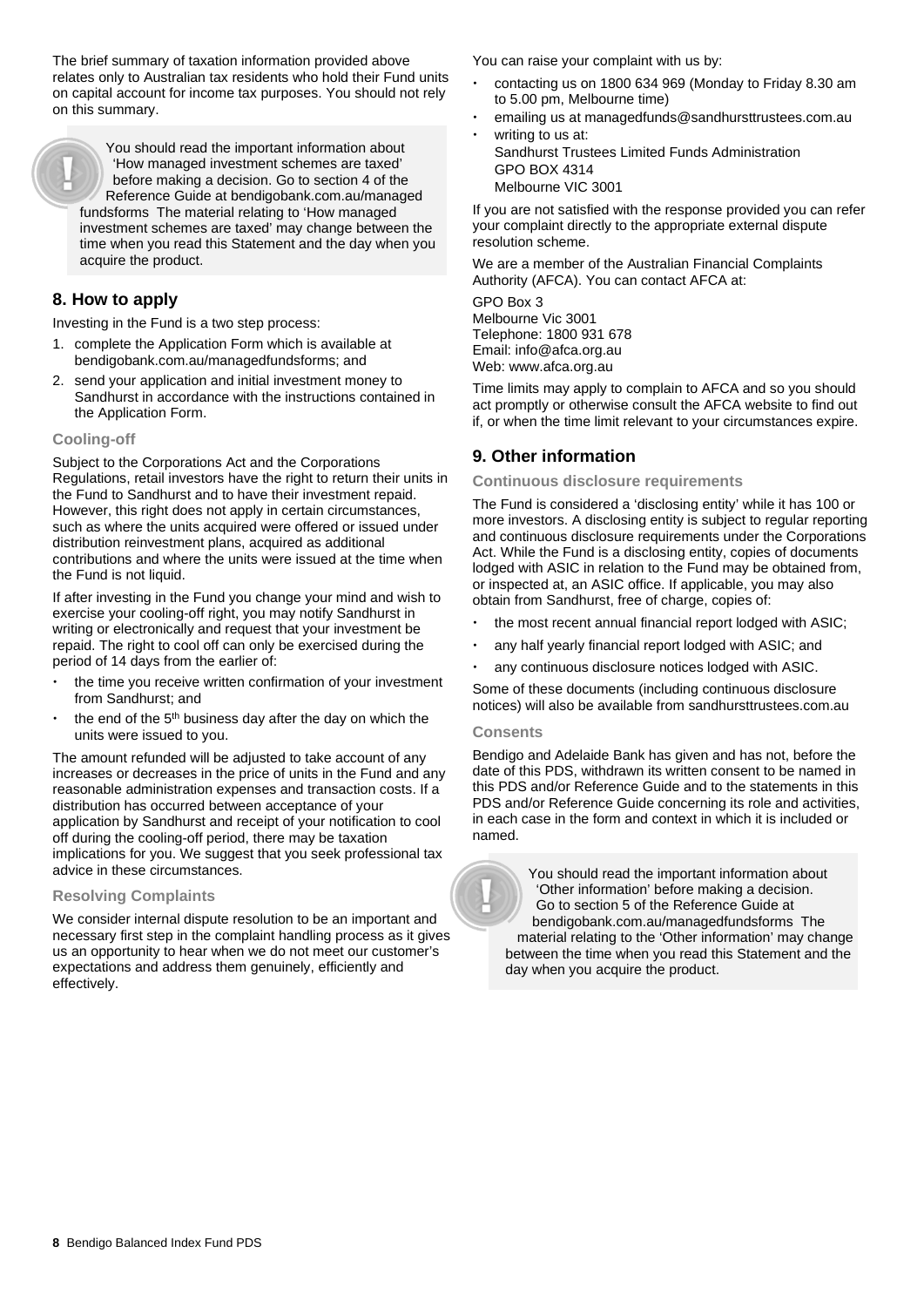The brief summary of taxation information provided above relates only to Australian tax residents who hold their Fund units on capital account for income tax purposes. You should not rely on this summary.

> You should read the important information about 'How managed investment schemes are taxed' before making a decision. Go to section 4 of the Reference Guide at bendigobank.com.au/managedfundsforms The material relating to 'How managed investment schemes are taxed' may change between the time when you read this Statement and the day when you acquire the product.

## 8. How to apply

Investing in the Fund is a two step process:

1. complete the Application Form which is available at bendigobank.com.au/managedfundsforms; and
2. send your application and initial investment money to Sandhurst in accordance with the instructions contained in the Application Form.

### Cooling-off

Subject to the Corporations Act and the Corporations Regulations, retail investors have the right to return their units in the Fund to Sandhurst and to have their investment repaid. However, this right does not apply in certain circumstances, such as where the units acquired were offered or issued under distribution reinvestment plans, acquired as additional contributions and where the units were issued at the time when the Fund is not liquid.

If after investing in the Fund you change your mind and wish to exercise your cooling-off right, you may notify Sandhurst in writing or electronically and request that your investment be repaid. The right to cool off can only be exercised during the period of 14 days from the earlier of:

- the time you receive written confirmation of your investment from Sandhurst; and
- the end of the 5th business day after the day on which the units were issued to you.

The amount refunded will be adjusted to take account of any increases or decreases in the price of units in the Fund and any reasonable administration expenses and transaction costs. If a distribution has occurred between acceptance of your application by Sandhurst and receipt of your notification to cool off during the cooling-off period, there may be taxation implications for you. We suggest that you seek professional tax advice in these circumstances.

### Resolving Complaints

We consider internal dispute resolution to be an important and necessary first step in the complaint handling process as it gives us an opportunity to hear when we do not meet our customer's expectations and address them genuinely, efficiently and effectively.

You can raise your complaint with us by:

- contacting us on 1800 634 969 (Monday to Friday 8.30 am to 5.00 pm, Melbourne time)
- emailing us at managedfunds@sandhursttrustees.com.au
- writing to us at:
  Sandhurst Trustees Limited Funds Administration
  GPO BOX 4314
  Melbourne VIC 3001

If you are not satisfied with the response provided you can refer your complaint directly to the appropriate external dispute resolution scheme.

We are a member of the Australian Financial Complaints Authority (AFCA). You can contact AFCA at:

GPO Box 3
Melbourne Vic 3001
Telephone: 1800 931 678
Email: info@afca.org.au
Web: www.afca.org.au

Time limits may apply to complain to AFCA and so you should act promptly or otherwise consult the AFCA website to find out if, or when the time limit relevant to your circumstances expire.

## 9. Other information

### Continuous disclosure requirements

The Fund is considered a 'disclosing entity' while it has 100 or more investors. A disclosing entity is subject to regular reporting and continuous disclosure requirements under the Corporations Act. While the Fund is a disclosing entity, copies of documents lodged with ASIC in relation to the Fund may be obtained from, or inspected at, an ASIC office. If applicable, you may also obtain from Sandhurst, free of charge, copies of:

- the most recent annual financial report lodged with ASIC;
- any half yearly financial report lodged with ASIC; and
- any continuous disclosure notices lodged with ASIC.

Some of these documents (including continuous disclosure notices) will also be available from sandhursttrustees.com.au

### Consents

Bendigo and Adelaide Bank has given and has not, before the date of this PDS, withdrawn its written consent to be named in this PDS and/or Reference Guide and to the statements in this PDS and/or Reference Guide concerning its role and activities, in each case in the form and context in which it is included or named.

> You should read the important information about 'Other information' before making a decision. Go to section 5 of the Reference Guide at bendigobank.com.au/managedfundsforms The material relating to the 'Other information' may change between the time when you read this Statement and the day when you acquire the product.